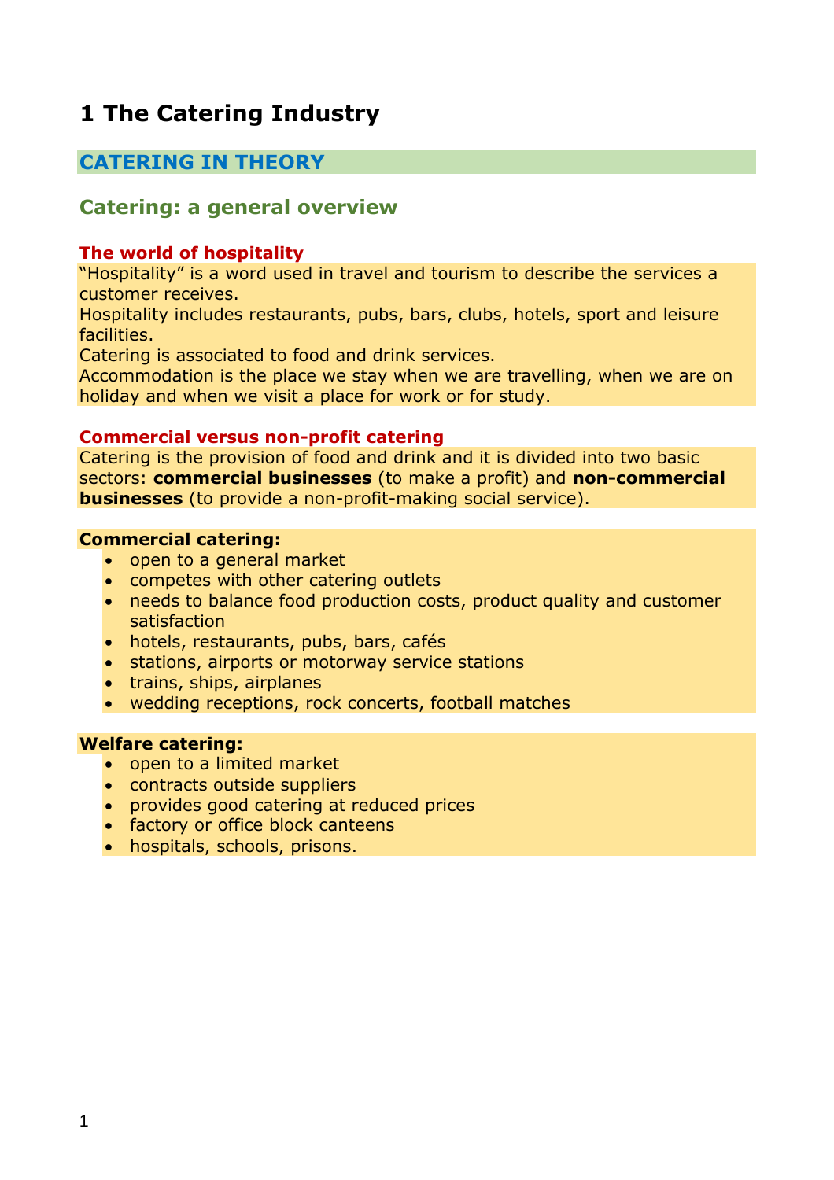# 1 The Catering Industry

## CATERING IN THEORY

### Catering: a general overview

#### The world of hospitality

"Hospitality" is a word used in travel and tourism to describe the services a customer receives.
Hospitality includes restaurants, pubs, bars, clubs, hotels, sport and leisure facilities.
Catering is associated to food and drink services.
Accommodation is the place we stay when we are travelling, when we are on holiday and when we visit a place for work or for study.

#### Commercial versus non-profit catering

Catering is the provision of food and drink and it is divided into two basic sectors: **commercial businesses** (to make a profit) and **non-commercial businesses** (to provide a non-profit-making social service).

**Commercial catering:**

- open to a general market
- competes with other catering outlets
- needs to balance food production costs, product quality and customer satisfaction
- hotels, restaurants, pubs, bars, cafés
- stations, airports or motorway service stations
- trains, ships, airplanes
- wedding receptions, rock concerts, football matches

**Welfare catering:**

- open to a limited market
- contracts outside suppliers
- provides good catering at reduced prices
- factory or office block canteens
- hospitals, schools, prisons.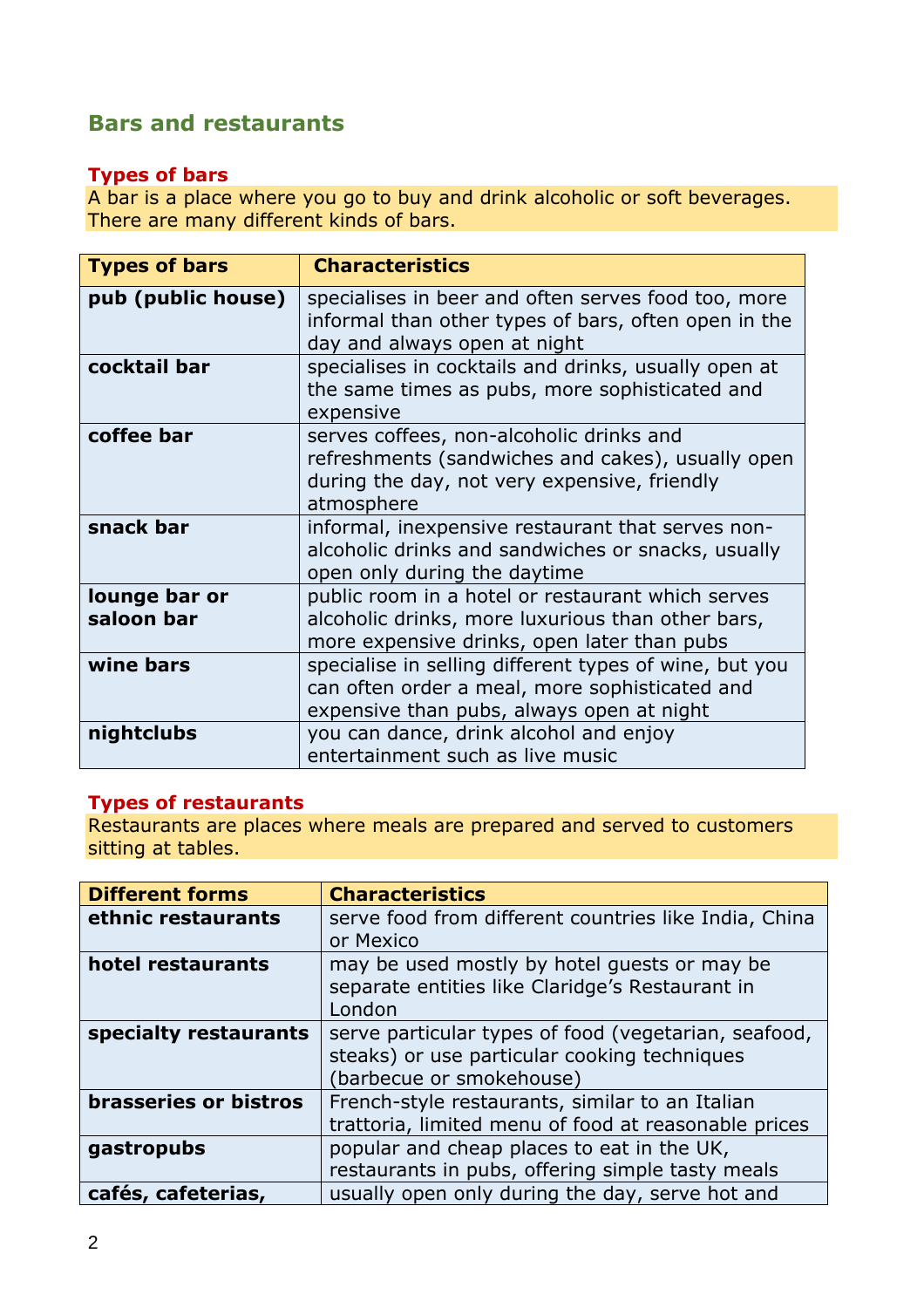## Bars and restaurants

### Types of bars

A bar is a place where you go to buy and drink alcoholic or soft beverages. There are many different kinds of bars.

| Types of bars | Characteristics |
|---|---|
| **pub (public house)** | specialises in beer and often serves food too, more informal than other types of bars, often open in the day and always open at night |
| **cocktail bar** | specialises in cocktails and drinks, usually open at the same times as pubs, more sophisticated and expensive |
| **coffee bar** | serves coffees, non-alcoholic drinks and refreshments (sandwiches and cakes), usually open during the day, not very expensive, friendly atmosphere |
| **snack bar** | informal, inexpensive restaurant that serves non-alcoholic drinks and sandwiches or snacks, usually open only during the daytime |
| **lounge bar or saloon bar** | public room in a hotel or restaurant which serves alcoholic drinks, more luxurious than other bars, more expensive drinks, open later than pubs |
| **wine bars** | specialise in selling different types of wine, but you can often order a meal, more sophisticated and expensive than pubs, always open at night |
| **nightclubs** | you can dance, drink alcohol and enjoy entertainment such as live music |

### Types of restaurants

Restaurants are places where meals are prepared and served to customers sitting at tables.

| Different forms | Characteristics |
|---|---|
| **ethnic restaurants** | serve food from different countries like India, China or Mexico |
| **hotel restaurants** | may be used mostly by hotel guests or may be separate entities like Claridge's Restaurant in London |
| **specialty restaurants** | serve particular types of food (vegetarian, seafood, steaks) or use particular cooking techniques (barbecue or smokehouse) |
| **brasseries or bistros** | French-style restaurants, similar to an Italian trattoria, limited menu of food at reasonable prices |
| **gastropubs** | popular and cheap places to eat in the UK, restaurants in pubs, offering simple tasty meals |
| **cafés, cafeterias,** | usually open only during the day, serve hot and |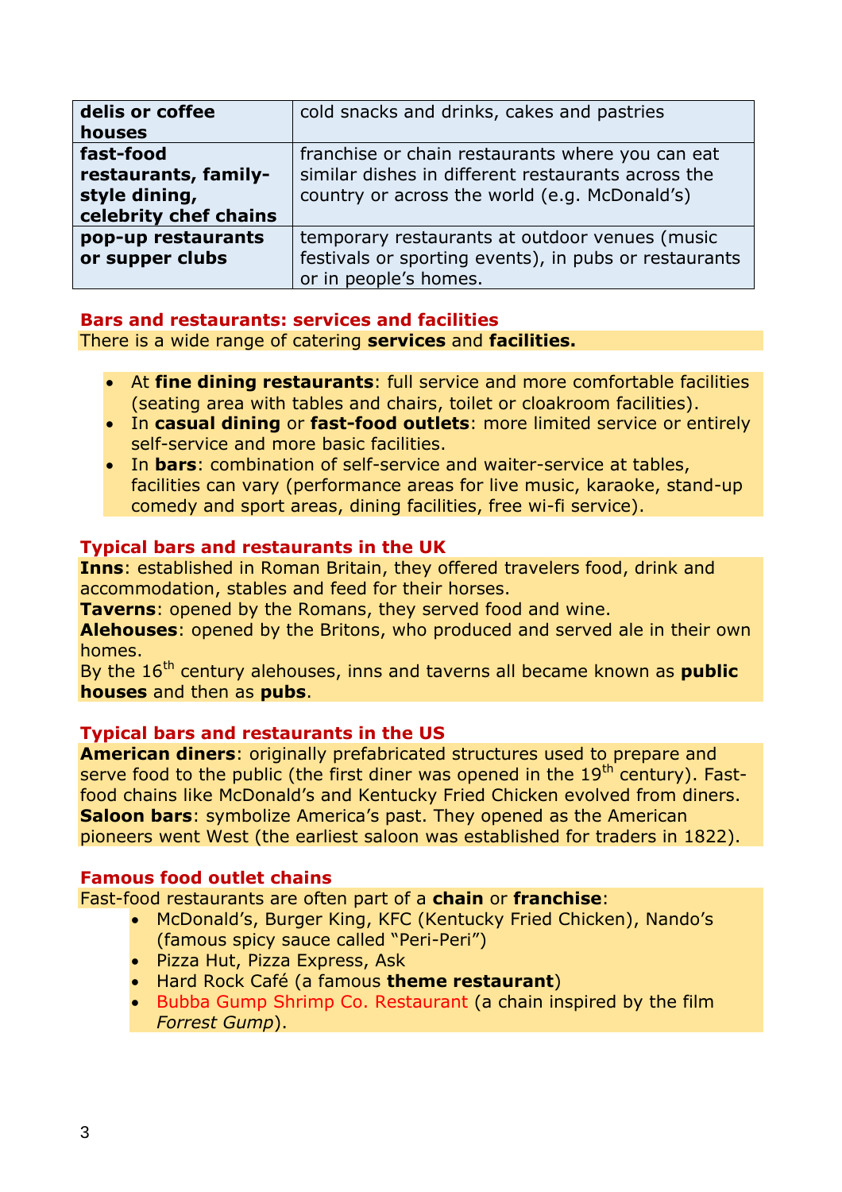| | |
|---|---|
| **delis or coffee houses** | cold snacks and drinks, cakes and pastries |
| **fast-food restaurants, family-style dining, celebrity chef chains** | franchise or chain restaurants where you can eat similar dishes in different restaurants across the country or across the world (e.g. McDonald's) |
| **pop-up restaurants or supper clubs** | temporary restaurants at outdoor venues (music festivals or sporting events), in pubs or restaurants or in people's homes. |

### Bars and restaurants: services and facilities

There is a wide range of catering **services** and **facilities.**

- At **fine dining restaurants**: full service and more comfortable facilities (seating area with tables and chairs, toilet or cloakroom facilities).
- In **casual dining** or **fast-food outlets**: more limited service or entirely self-service and more basic facilities.
- In **bars**: combination of self-service and waiter-service at tables, facilities can vary (performance areas for live music, karaoke, stand-up comedy and sport areas, dining facilities, free wi-fi service).

### Typical bars and restaurants in the UK

**Inns**: established in Roman Britain, they offered travelers food, drink and accommodation, stables and feed for their horses.
**Taverns**: opened by the Romans, they served food and wine.
**Alehouses**: opened by the Britons, who produced and served ale in their own homes.
By the 16th century alehouses, inns and taverns all became known as **public houses** and then as **pubs**.

### Typical bars and restaurants in the US

**American diners**: originally prefabricated structures used to prepare and serve food to the public (the first diner was opened in the 19th century). Fast-food chains like McDonald's and Kentucky Fried Chicken evolved from diners.
**Saloon bars**: symbolize America's past. They opened as the American pioneers went West (the earliest saloon was established for traders in 1822).

### Famous food outlet chains

Fast-food restaurants are often part of a **chain** or **franchise**:

- McDonald's, Burger King, KFC (Kentucky Fried Chicken), Nando's (famous spicy sauce called "Peri-Peri")
- Pizza Hut, Pizza Express, Ask
- Hard Rock Café (a famous **theme restaurant**)
- Bubba Gump Shrimp Co. Restaurant (a chain inspired by the film *Forrest Gump*).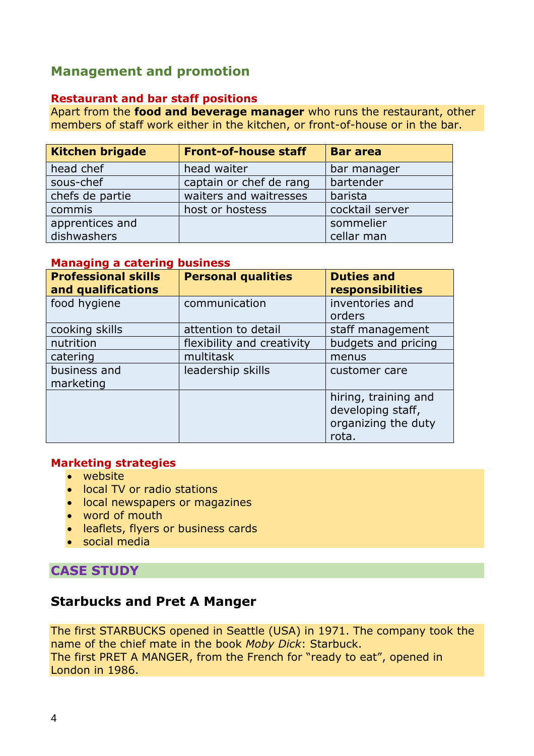## Management and promotion

### Restaurant and bar staff positions

Apart from the **food and beverage manager** who runs the restaurant, other members of staff work either in the kitchen, or front-of-house or in the bar.

| Kitchen brigade | Front-of-house staff | Bar area |
|---|---|---|
| head chef | head waiter | bar manager |
| sous-chef | captain or chef de rang | bartender |
| chefs de partie | waiters and waitresses | barista |
| commis | host or hostess | cocktail server |
| apprentices and dishwashers | | sommelier<br>cellar man |

### Managing a catering business

| Professional skills and qualifications | Personal qualities | Duties and responsibilities |
|---|---|---|
| food hygiene | communication | inventories and orders |
| cooking skills | attention to detail | staff management |
| nutrition | flexibility and creativity | budgets and pricing |
| catering | multitask | menus |
| business and marketing | leadership skills | customer care |
| | | hiring, training and developing staff, organizing the duty rota. |

### Marketing strategies

- website
- local TV or radio stations
- local newspapers or magazines
- word of mouth
- leaflets, flyers or business cards
- social media

## CASE STUDY

## Starbucks and Pret A Manger

The first STARBUCKS opened in Seattle (USA) in 1971. The company took the name of the chief mate in the book *Moby Dick*: Starbuck.
The first PRET A MANGER, from the French for "ready to eat", opened in London in 1986.